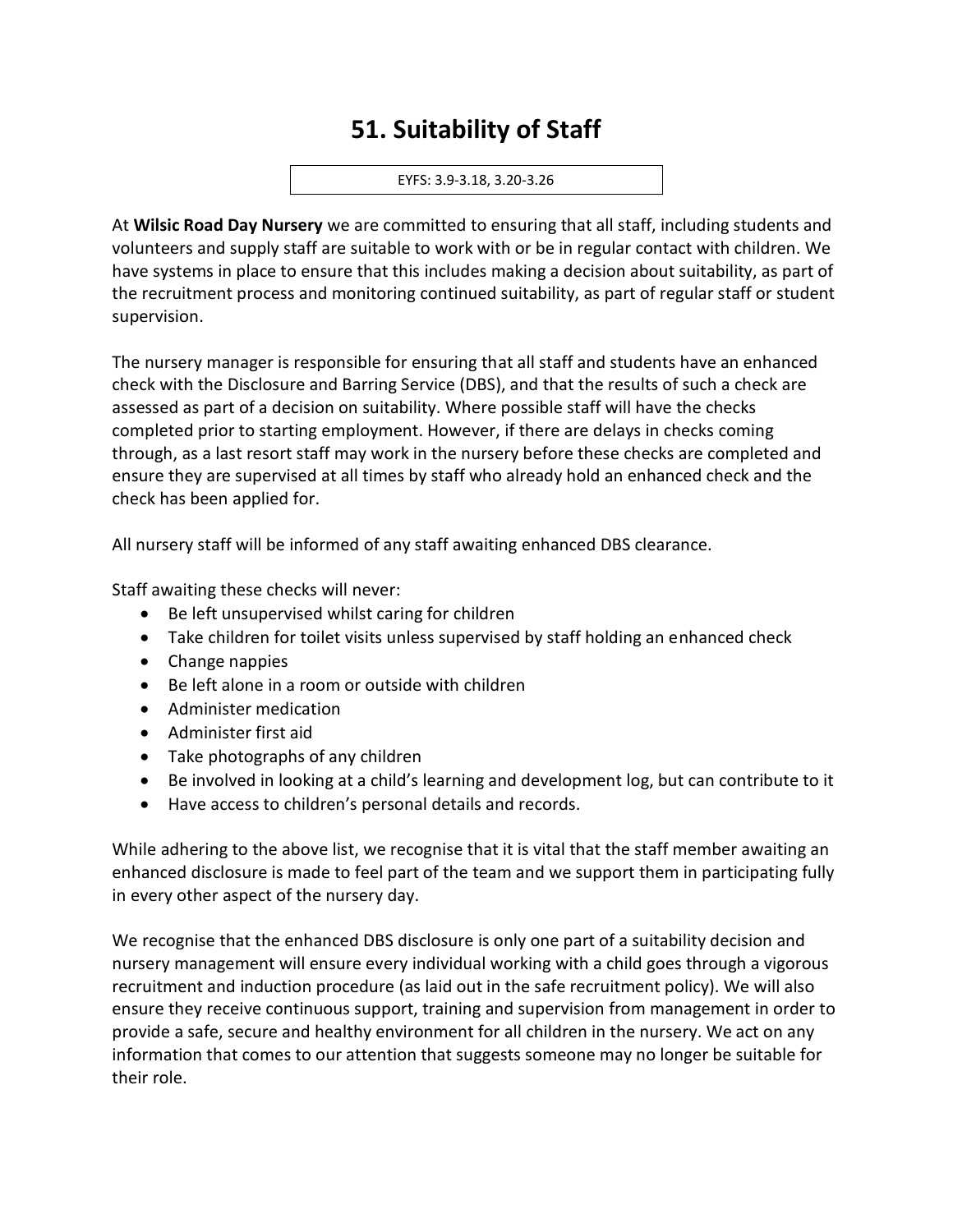# 51. Suitability of Staff

EYFS: 3.9-3.18, 3.20-3.26

At **Wilsic Road Day Nursery** we are committed to ensuring that all staff, including students and volunteers and supply staff are suitable to work with or be in regular contact with children. We have systems in place to ensure that this includes making a decision about suitability, as part of the recruitment process and monitoring continued suitability, as part of regular staff or student supervision.

The nursery manager is responsible for ensuring that all staff and students have an enhanced check with the Disclosure and Barring Service (DBS), and that the results of such a check are assessed as part of a decision on suitability. Where possible staff will have the checks completed prior to starting employment. However, if there are delays in checks coming through, as a last resort staff may work in the nursery before these checks are completed and ensure they are supervised at all times by staff who already hold an enhanced check and the check has been applied for.

All nursery staff will be informed of any staff awaiting enhanced DBS clearance.

Staff awaiting these checks will never:

- Be left unsupervised whilst caring for children
- Take children for toilet visits unless supervised by staff holding an enhanced check
- Change nappies
- Be left alone in a room or outside with children
- Administer medication
- Administer first aid
- Take photographs of any children
- Be involved in looking at a child's learning and development log, but can contribute to it
- Have access to children's personal details and records.

While adhering to the above list, we recognise that it is vital that the staff member awaiting an enhanced disclosure is made to feel part of the team and we support them in participating fully in every other aspect of the nursery day.

We recognise that the enhanced DBS disclosure is only one part of a suitability decision and nursery management will ensure every individual working with a child goes through a vigorous recruitment and induction procedure (as laid out in the safe recruitment policy). We will also ensure they receive continuous support, training and supervision from management in order to provide a safe, secure and healthy environment for all children in the nursery. We act on any information that comes to our attention that suggests someone may no longer be suitable for their role.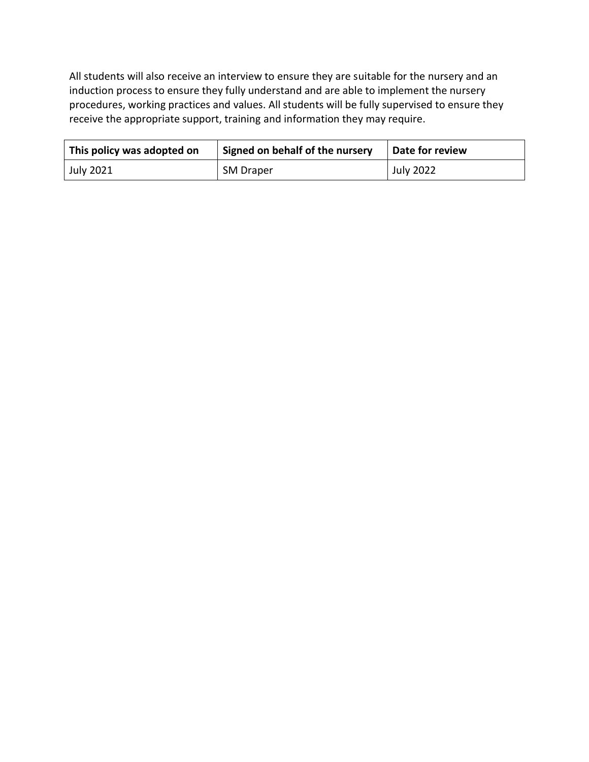All students will also receive an interview to ensure they are suitable for the nursery and an induction process to ensure they fully understand and are able to implement the nursery procedures, working practices and values. All students will be fully supervised to ensure they receive the appropriate support, training and information they may require.

| This policy was adopted on | Signed on behalf of the nursery | Date for review |
|---|---|---|
| July 2021 | SM Draper | July 2022 |